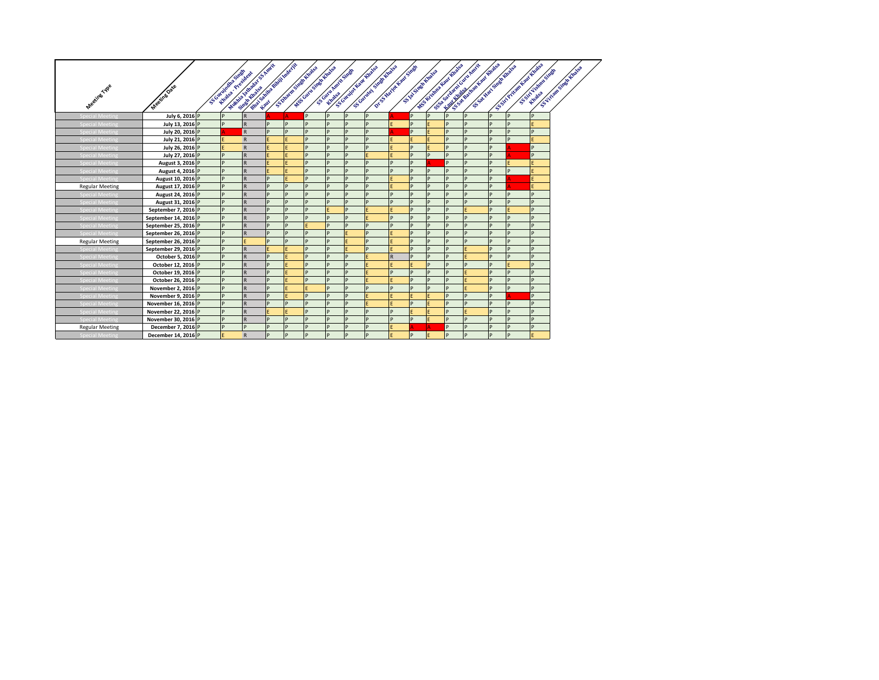| Meeting Type | Meeting Date | SS Gurujodha Singh Khalsa - President | Mukhia Jathedar SS Amrit Singh Khalsa | Bhai Sahiba Bibiji Inderjit Kaur | SS Dharm Singh Khalsa | MSS Guru Singh Khalsa | SS Guru Amrit Singh Khalsa | SS Gurujot Kaur Khalsa | SS Gurutej Singh Khalsa | Dr SS Harjot Kaur Singh | SS Jai Singh Khalsa | MSS Krishna Kaur Khalsa | SSSa Sardarni Guru Amrit Kaur Khalsa | SS Sat Bachan Kaur Khalsa | SS Sat Hari Singh Khalsa | SS Siri Pritam Kaur Khalsa | SS Siri Vishnu Singh Khalsa | SS Viriam Singh Khalsa |
|---|---|---|---|---|---|---|---|---|---|---|---|---|---|---|---|---|---|---|
| Special Meeting | July 6, 2016 | P | P | R | A | A | P | P | P | P | A | P | P | P | P | P | P | P |
| Special Meeting | July 13, 2016 | P | P | R | P | P | P | P | P | P | E | P | E | P | P | P | P | E |
| Special Meeting | July 20, 2016 | P | A | R | P | P | P | P | P | P | A | P | E | P | P | P | P | P |
| Special Meeting | July 21, 2016 | P | E | R | E | E | P | P | P | P | E | E | E | P | P | P | P | E |
| Special Meeting | July 26, 2016 | P | E | R | E | E | P | P | P | P | E | P | E | P | P | P | A | P |
| Special Meeting | July 27, 2016 | P | P | R | E | E | P | P | P | E | E | P | P | P | P | P | A | P |
| Special Meeting | August 3, 2016 | P | P | R | E | E | P | P | P | P | P | P | A | P | P | P | E | E |
| Special Meeting | August 4, 2016 | P | P | R | E | E | P | P | P | P | P | P | P | P | P | P | P | E |
| Special Meeting | August 10, 2016 | P | P | R | P | E | P | P | P | P | E | P | P | P | P | P | A | E |
| Regular Meeting | August 17, 2016 | P | P | R | P | P | P | P | P | P | E | P | P | P | P | P | A | E |
| Special Meeting | August 24, 2016 | P | P | R | P | P | P | P | P | P | P | P | P | P | P | P | P | P |
| Special Meeting | August 31, 2016 | P | P | R | P | P | P | P | P | P | P | P | P | P | P | P | P | P |
| Special Meeting | September 7, 2016 | P | P | R | P | P | P | E | P | E | E | P | P | P | E | P | E | P |
| Special Meeting | September 14, 2016 | P | P | R | P | P | P | P | P | E | P | P | P | P | P | P | P | P |
| Special Meeting | September 25, 2016 | P | P | R | P | P | E | P | P | P | P | P | P | P | P | P | P | P |
| Special Meeting | September 26, 2016 | P | P | R | P | P | P | P | E | P | E | P | P | P | P | P | P | P |
| Regular Meeting | September 26, 2016 | P | P | E | P | P | P | P | E | P | E | P | P | P | P | P | P | P |
| Special Meeting | September 29, 2016 | P | P | R | E | E | P | P | E | P | E | P | P | P | E | P | P | P |
| Special Meeting | October 5, 2016 | P | P | R | P | E | P | P | P | E | R | P | P | P | E | P | P | P |
| Special Meeting | October 12, 2016 | P | P | R | P | E | P | P | P | E | E | E | P | P | P | P | E | P |
| Special Meeting | October 19, 2016 | P | P | R | P | E | P | P | P | E | P | P | P | P | E | P | P | P |
| Special Meeting | October 26, 2016 | P | P | R | P | E | P | P | P | E | E | P | P | P | E | P | P | P |
| Special Meeting | November 2, 2016 | P | P | R | P | E | E | P | P | P | P | P | P | P | E | P | P | P |
| Special Meeting | November 9, 2016 | P | P | R | P | E | P | P | P | E | E | E | E | P | P | P | A | P |
| Special Meeting | November 16, 2016 | P | P | R | P | P | P | P | P | E | E | P | E | P | P | P | P | P |
| Special Meeting | November 22, 2016 | P | P | R | E | E | P | P | P | P | P | E | E | P | E | P | P | P |
| Special Meeting | November 30, 2016 | P | P | R | P | P | P | P | P | P | P | P | E | P | P | P | P | P |
| Regular Meeting | December 7, 2016 | P | P | P | P | P | P | P | P | P | E | A | A | P | P | P | P | P |
| Special Meeting | December 14, 2016 | P | E | R | P | P | P | P | P | P | E | P | E | P | P | P | P | E |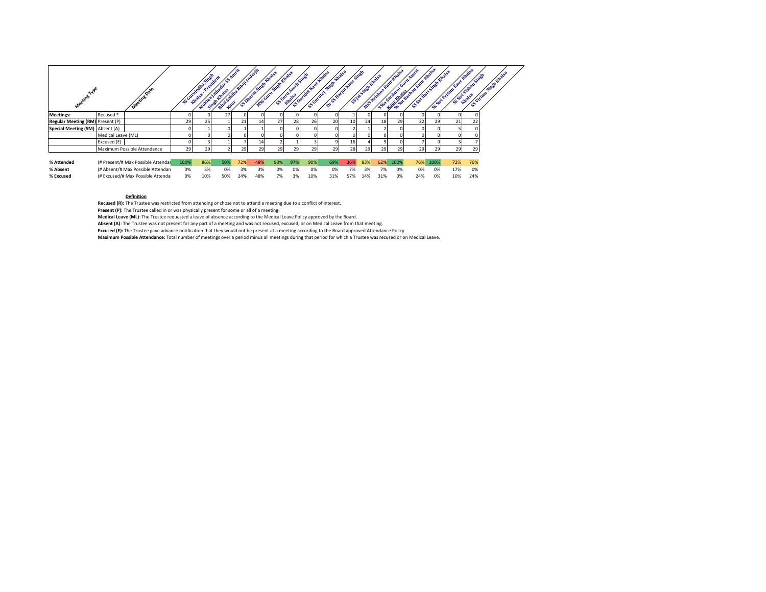| Meeting Type | | Meeting Date | SS Gurujodha Singh Khalsa - President | Mukhia Jathedar SS Amrit Singh Khalsa | Bhai Sahiba Bibiji Inderjit Kaur | SS Dharm Singh Khalsa | MSS Guru Singh Khalsa | SS Guru Amrit Singh Khalsa | SS Gurujot Kaur Khalsa | SS Gurutej Singh Khalsa | Dr SS Harjot Kaur Singh | SS Jai Singh Khalsa | MSS Krishna Kaur Khalsa | SSSa Sardarni Guru Amrit Kaur Khalsa | SS Sat Bachan Kaur Khalsa | SS Sat Hari Singh Khalsa | SS Siri Pritam Kaur Khalsa | SS Siri Vishnu Singh Khalsa | SS Viriam Singh Khalsa |
|---|---|---|---|---|---|---|---|---|---|---|---|---|---|---|---|---|---|---|---|
| **Meetings:** | Recused ® | | 0 | 0 | 27 | 0 | 0 | 0 | 0 | 0 | 0 | 1 | 0 | 0 | 0 | 0 | 0 | 0 | 0 |
| **Regular Meeting (RM)** | Present (P) | | 29 | 25 | 1 | 21 | 14 | 27 | 28 | 26 | 20 | 10 | 24 | 18 | 29 | 22 | 29 | 21 | 22 |
| **Special Meeting (SM)** | Absent (A) | | 0 | 1 | 0 | 1 | 1 | 0 | 0 | 0 | 0 | 2 | 1 | 2 | 0 | 0 | 0 | 5 | 0 |
| | Medical Leave (ML) | | 0 | 0 | 0 | 0 | 0 | 0 | 0 | 0 | 0 | 0 | 0 | 0 | 0 | 0 | 0 | 0 | 0 |
| | Excused (E) | | 0 | 3 | 1 | 7 | 14 | 2 | 1 | 3 | 9 | 16 | 4 | 9 | 0 | 7 | 0 | 3 | 7 |
| | Maximum Possible Attendance | | 29 | 29 | 2 | 29 | 29 | 29 | 29 | 29 | 29 | 28 | 29 | 29 | 29 | 29 | 29 | 29 | 29 |
| **% Attended** | (# Present/# Max Possible Attendar | | 100% | 86% | 50% | 72% | 48% | 93% | 97% | 90% | 69% | 36% | 83% | 62% | 100% | 76% | 100% | 72% | 76% |
| **% Absent** | (# Absent/# Max Possible Attendan | | 0% | 3% | 0% | 3% | 3% | 0% | 0% | 0% | 0% | 7% | 3% | 7% | 0% | 0% | 0% | 17% | 0% |
| **% Excused** | (# Excused/# Max Possible Attenda | | 0% | 10% | 50% | 24% | 48% | 7% | 3% | 10% | 31% | 57% | 14% | 31% | 0% | 24% | 0% | 10% | 24% |

**Definition**

**Recused (R):** The Trustee was restricted from attending or chose not to attend a meeting due to a conflict of interest.

**Present (P):** The Trustee called in or was physically present for some or all of a meeting.

**Medical Leave (ML)**: The Trustee requested a leave of absence according to the Medical Leave Policy approved by the Board.

**Absent (A)**: The Trustee was not present for any part of a meeting and was not recused, excused, or on Medical Leave from that meeting.

**Excused (E):** The Trustee gave advance notification that they would not be present at a meeting according to the Board approved Attendance Policy.

**Maximum Possible Attendance:** Total number of meetings over a period minus all meetings during that period for which a Trustee was recused or on Medical Leave.